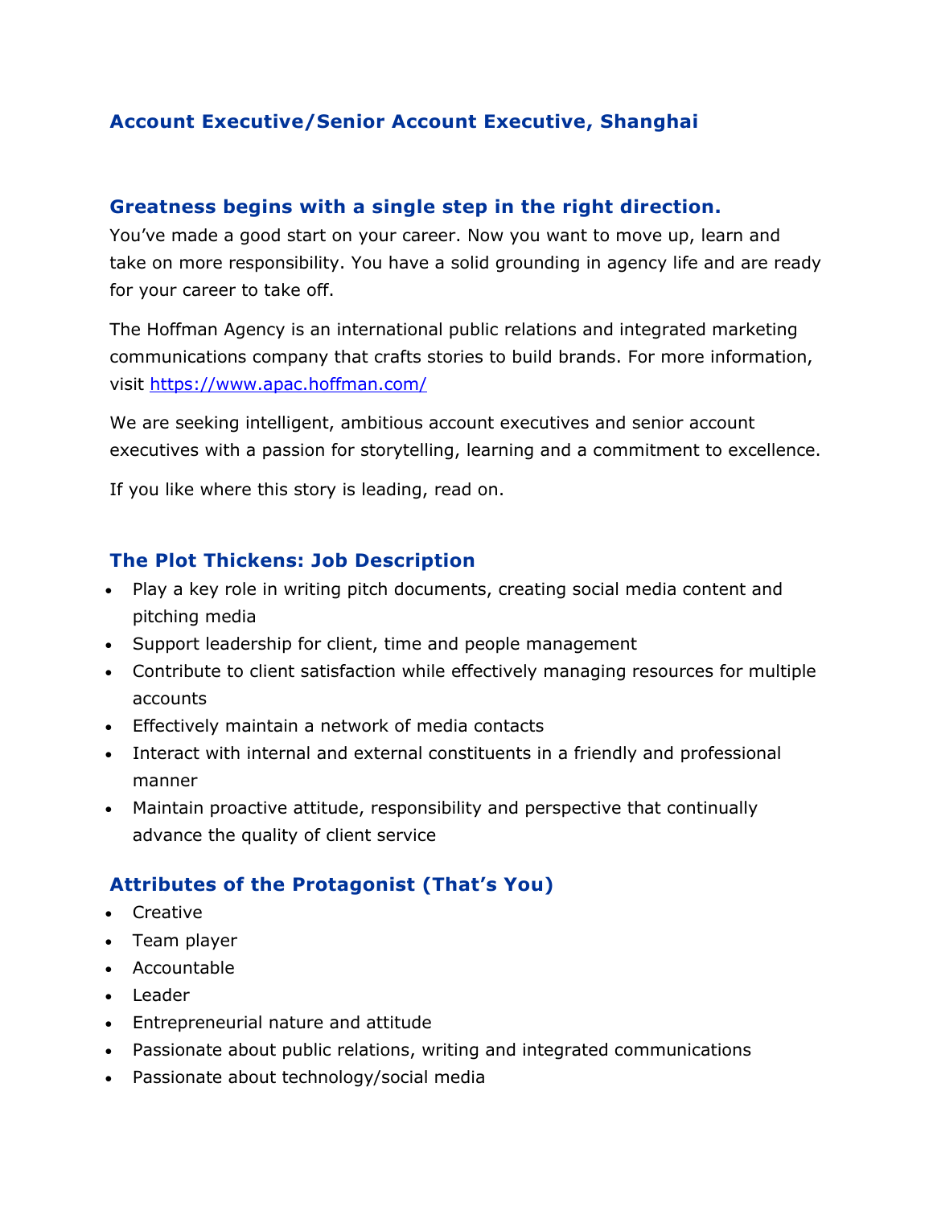# Account Executive/Senior Account Executive, Shanghai

## Greatness begins with a single step in the right direction.

You've made a good start on your career. Now you want to move up, learn and take on more responsibility. You have a solid grounding in agency life and are ready for your career to take off.

The Hoffman Agency is an international public relations and integrated marketing communications company that crafts stories to build brands. For more information, visit https://www.apac.hoffman.com/

We are seeking intelligent, ambitious account executives and senior account executives with a passion for storytelling, learning and a commitment to excellence.

If you like where this story is leading, read on.

## The Plot Thickens: Job Description

- Play a key role in writing pitch documents, creating social media content and pitching media
- Support leadership for client, time and people management
- Contribute to client satisfaction while effectively managing resources for multiple accounts
- Effectively maintain a network of media contacts
- Interact with internal and external constituents in a friendly and professional manner
- Maintain proactive attitude, responsibility and perspective that continually advance the quality of client service

## Attributes of the Protagonist (That's You)

- Creative
- Team player
- Accountable
- Leader
- Entrepreneurial nature and attitude
- Passionate about public relations, writing and integrated communications
- Passionate about technology/social media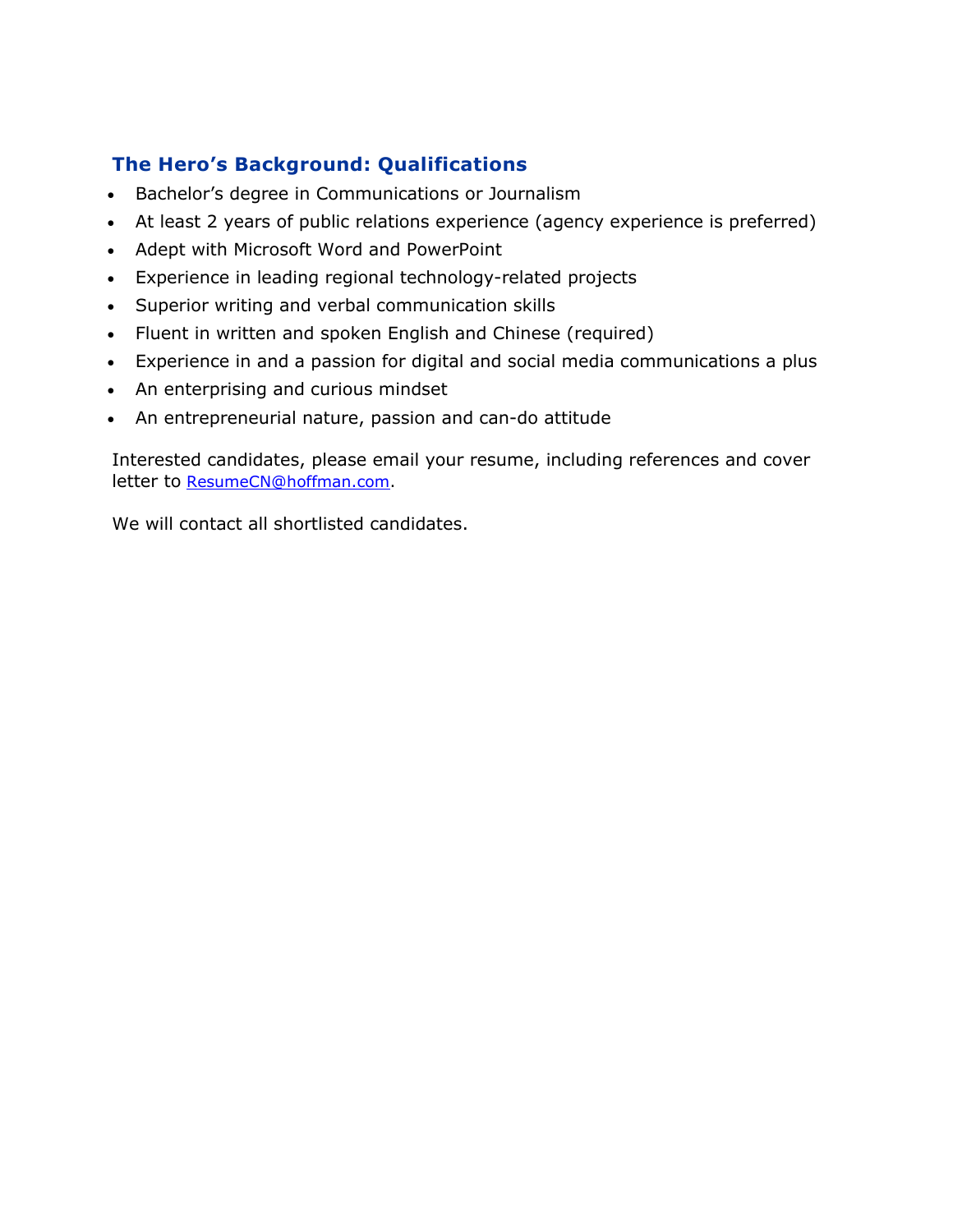## The Hero's Background: Qualifications

- Bachelor's degree in Communications or Journalism
- At least 2 years of public relations experience (agency experience is preferred)
- Adept with Microsoft Word and PowerPoint
- Experience in leading regional technology-related projects
- Superior writing and verbal communication skills
- Fluent in written and spoken English and Chinese (required)
- Experience in and a passion for digital and social media communications a plus
- An enterprising and curious mindset
- An entrepreneurial nature, passion and can-do attitude

Interested candidates, please email your resume, including references and cover letter to ResumeCN@hoffman.com.

We will contact all shortlisted candidates.